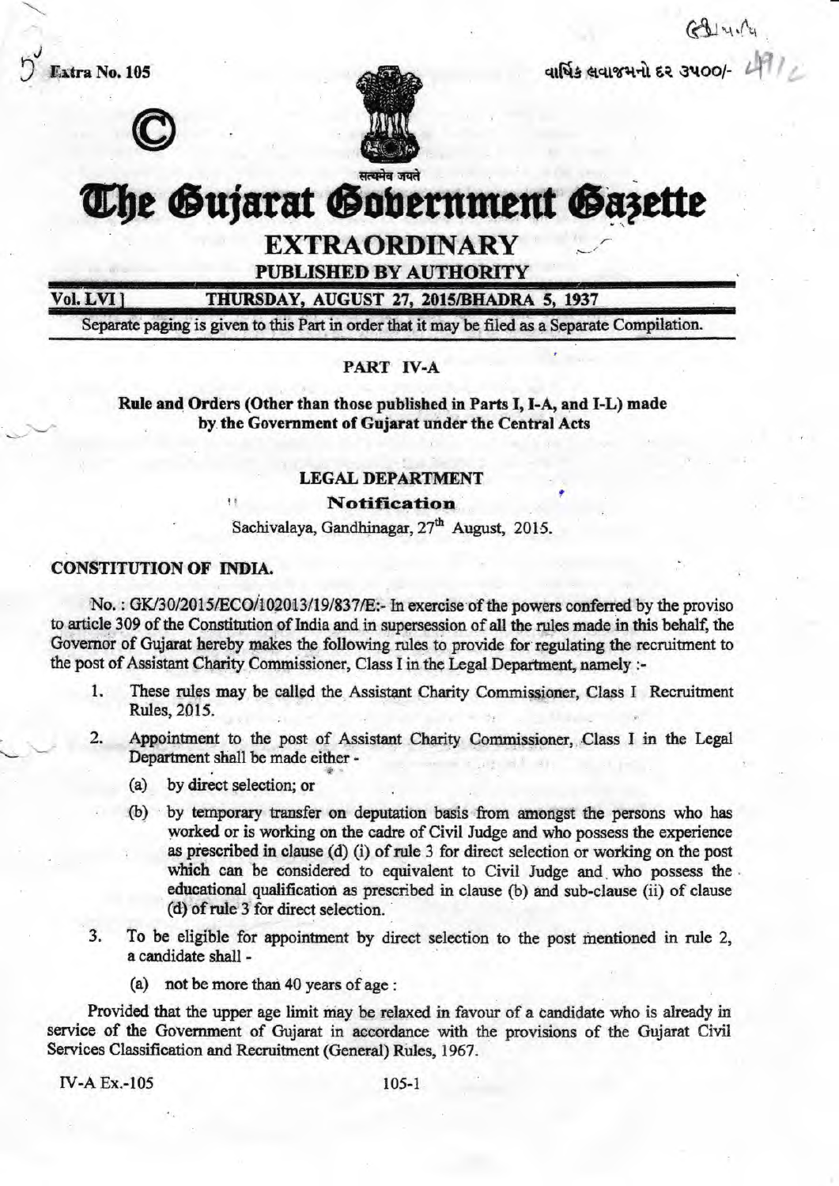Extra No. 105

વાર્ષિક લવાજમનો દર ૩૫૦૦/-

©

सत्यमेव जयते

# The Gujarat Government Gazette

## EXTRAORDINARY

**PUBLISHED BY AUTHORITY**

**Vol. LVI] THURSDAY, AUGUST 27, 2015/BHADRA 5, 1937**

Separate paging is given to this Part in order that it may be filed as a Separate Compilation.

### PART IV-A

**Rule and Orders (Other than those published in Parts I, I-A, and I-L) made by the Government of Gujarat under the Central Acts**

### LEGAL DEPARTMENT

### Notification

Sachivalaya, Gandhinagar, 27th August, 2015.

**CONSTITUTION OF INDIA.**

No. : GK/30/2015/ECO/102013/19/837/E:- In exercise of the powers conferred by the proviso to article 309 of the Constitution of India and in supersession of all the rules made in this behalf, the Governor of Gujarat hereby makes the following rules to provide for regulating the recruitment to the post of Assistant Charity Commissioner, Class I in the Legal Department, namely :-

1. These rules may be called the Assistant Charity Commissioner, Class I Recruitment Rules, 2015.

2. Appointment to the post of Assistant Charity Commissioner, Class I in the Legal Department shall be made either -

   (a) by direct selection; or

   (b) by temporary transfer on deputation basis from amongst the persons who has worked or is working on the cadre of Civil Judge and who possess the experience as prescribed in clause (d) (i) of rule 3 for direct selection or working on the post which can be considered to equivalent to Civil Judge and who possess the educational qualification as prescribed in clause (b) and sub-clause (ii) of clause (d) of rule 3 for direct selection.

3. To be eligible for appointment by direct selection to the post mentioned in rule 2, a candidate shall -

   (a) not be more than 40 years of age :

Provided that the upper age limit may be relaxed in favour of a candidate who is already in service of the Government of Gujarat in accordance with the provisions of the Gujarat Civil Services Classification and Recruitment (General) Rules, 1967.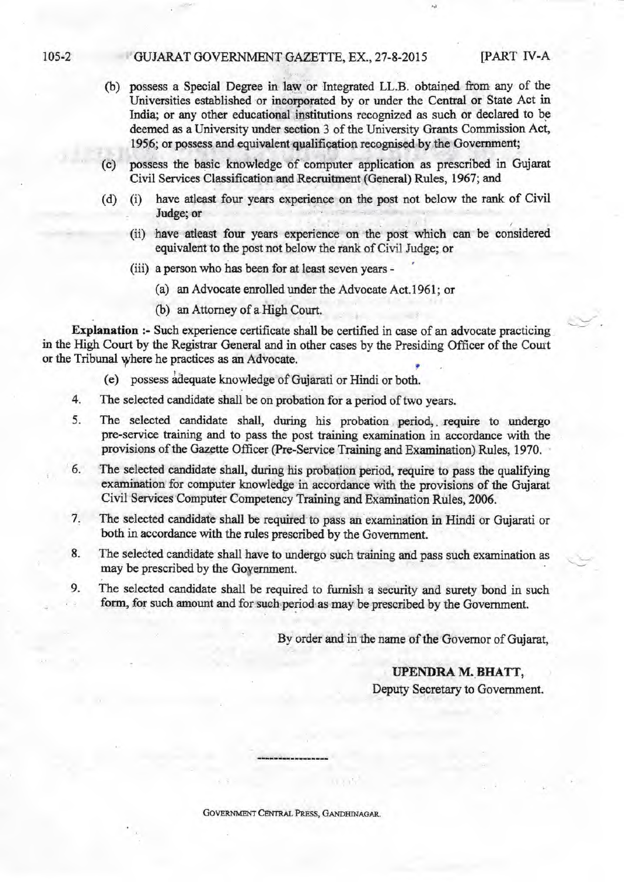(b) possess a Special Degree in law or Integrated LL.B. obtained from any of the Universities established or incorporated by or under the Central or State Act in India; or any other educational institutions recognized as such or declared to be deemed as a University under section 3 of the University Grants Commission Act, 1956; or possess and equivalent qualification recognised by the Government;

(c) possess the basic knowledge of computer application as prescribed in Gujarat Civil Services Classification and Recruitment (General) Rules, 1967; and

(d) (i) have atleast four years experience on the post not below the rank of Civil Judge; or

(ii) have atleast four years experience on the post which can be considered equivalent to the post not below the rank of Civil Judge; or

(iii) a person who has been for at least seven years -

(a) an Advocate enrolled under the Advocate Act.1961; or

(b) an Attorney of a High Court.

**Explanation :-** Such experience certificate shall be certified in case of an advocate practicing in the High Court by the Registrar General and in other cases by the Presiding Officer of the Court or the Tribunal where he practices as an Advocate.

(e) possess adequate knowledge of Gujarati or Hindi or both.

4. The selected candidate shall be on probation for a period of two years.

5. The selected candidate shall, during his probation period, require to undergo pre-service training and to pass the post training examination in accordance with the provisions of the Gazette Officer (Pre-Service Training and Examination) Rules, 1970.

6. The selected candidate shall, during his probation period, require to pass the qualifying examination for computer knowledge in accordance with the provisions of the Gujarat Civil Services Computer Competency Training and Examination Rules, 2006.

7. The selected candidate shall be required to pass an examination in Hindi or Gujarati or both in accordance with the rules prescribed by the Government.

8. The selected candidate shall have to undergo such training and pass such examination as may be prescribed by the Government.

9. The selected candidate shall be required to furnish a security and surety bond in such form, for such amount and for such period as may be prescribed by the Government.

By order and in the name of the Governor of Gujarat,

**UPENDRA M. BHATT,**
Deputy Secretary to Government.

---

GOVERNMENT CENTRAL PRESS, GANDHINAGAR.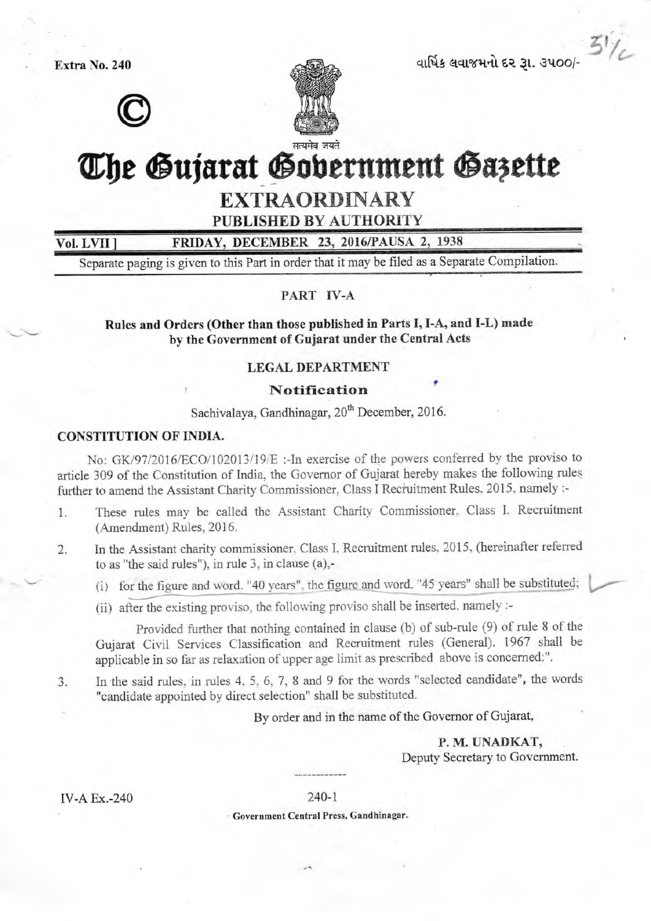Extra No. 240

વાર્ષિક લવાજમનો દર રૂા. ૩૫૦૦/-

©

सत्यमेव जयते

# The Gujarat Government Gazette

## EXTRAORDINARY

**PUBLISHED BY AUTHORITY**

**Vol. LVII ]** **FRIDAY, DECEMBER 23, 2016/PAUSA 2, 1938**

Separate paging is given to this Part in order that it may be filed as a Separate Compilation.

### PART IV-A

**Rules and Orders (Other than those published in Parts I, I-A, and I-L) made by the Government of Gujarat under the Central Acts**

### LEGAL DEPARTMENT

### Notification

Sachivalaya, Gandhinagar, 20th December, 2016.

**CONSTITUTION OF INDIA.**

No: GK/97/2016/ECO/102013/19/E :-In exercise of the powers conferred by the proviso to article 309 of the Constitution of India, the Governor of Gujarat hereby makes the following rules further to amend the Assistant Charity Commissioner, Class I Recruitment Rules, 2015, namely :-

1. These rules may be called the Assistant Charity Commissioner, Class I, Recruitment (Amendment) Rules, 2016.

2. In the Assistant charity commissioner, Class I, Recruitment rules, 2015, (hereinafter referred to as "the said rules"), in rule 3, in clause (a),-

   (i) for the figure and word. "40 years", the figure and word. "45 years" shall be substituted;

   (ii) after the existing proviso, the following proviso shall be inserted, namely :-

   Provided further that nothing contained in clause (b) of sub-rule (9) of rule 8 of the Gujarat Civil Services Classification and Recruitment rules (General). 1967 shall be applicable in so far as relaxation of upper age limit as prescribed above is concerned;".

3. In the said rules, in rules 4, 5, 6, 7, 8 and 9 for the words "selected candidate", the words "candidate appointed by direct selection" shall be substituted.

By order and in the name of the Governor of Gujarat,

**P. M. UNADKAT,**
Deputy Secretary to Government.

IV-A Ex.-240

240-1

**Government Central Press, Gandhinagar.**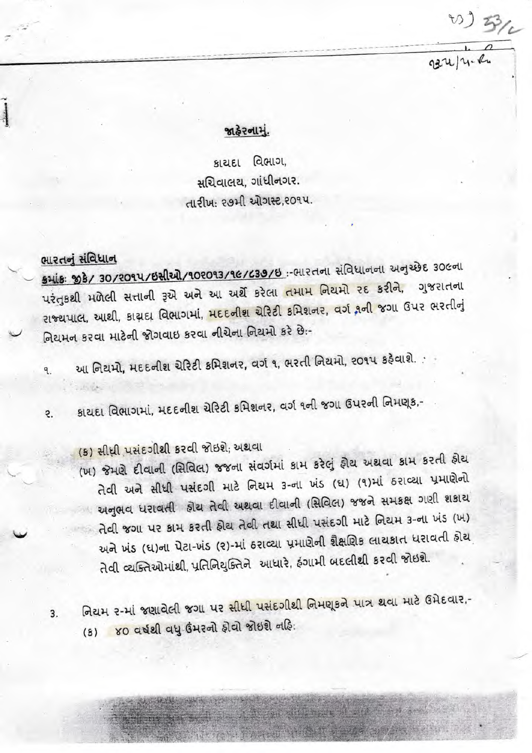## જાહેરનામું.

કાયદા વિભાગ,
સચિવાલય, ગાંધીનગર.
તારીખ: ૨૭મી ઓગસ્ટ,૨૦૧૫.

**ભારતનું સંવિધાન**

**ક્રમાંક: જીકે/ 30/૨૦૧૫/ઇસીઓ/૧૦૨૦૧૩/૧૯/૮૩૭/ઇ** :-ભારતના સંવિધાનના અનુચ્છેદ ૩૦૯ના પરંતુકથી મળેલી સત્તાની રૂએ અને આ અર્થે કરેલા તમામ નિયમો રદ કરીને, ગુજરાતના રાજ્યપાલ, આથી, કાયદા વિભાગમાં, મદદનીશ ચેરિટી કમિશનર, વર્ગ ૧ની જગા ઉપર ભરતીનું નિયમન કરવા માટેની જોગવાઇ કરવા નીચેના નિયમો કરે છે:-

૧. આ નિયમો, મદદનીશ ચેરિટી કમિશનર, વર્ગ ૧, ભરતી નિયમો, ૨૦૧૫ કહેવાશે.

૨. કાયદા વિભાગમાં, મદદનીશ ચેરિટી કમિશનર, વર્ગ ૧ની જગા ઉપરની નિમણૂક,-

(ક) સીધી પસંદગીથી કરવી જોઇશે; અથવા

(ખ) જેમણે દીવાની (સિવિલ) જજના સંવર્ગમાં કામ કરેલું હોય અથવા કામ કરતી હોય તેવી અને સીધી પસંદગી માટે નિયમ ૩-ના ખંડ (ઘ) (૧)માં ઠરાવ્યા પ્રમાણેનો અનુભવ ધરાવતી હોય તેવી અથવા દીવાની (સિવિલ) જજને સમકક્ષ ગણી શકાય તેવી જગા પર કામ કરતી હોય તેવી તથા સીધી પસંદગી માટે નિયમ ૩-ના ખંડ (ખ) અને ખંડ (ઘ)ના પેટા-ખંડ (૨)-માં ઠરાવ્યા પ્રમાણેની શૈક્ષણિક લાયકાત ધરાવતી હોય તેવી વ્યક્તિઓમાંથી, પ્રતિનિયુક્તિને આધારે, હંગામી બદલીથી કરવી જોઇશે.

3. નિયમ ૨-માં જણાવેલી જગા પર સીધી પસંદગીથી નિમણૂકને પાત્ર થવા માટે ઉમેદવાર,-

(ક) ૪૦ વર્ષથી વધુ ઉંમરનો હોવો જોઇશે નહિ: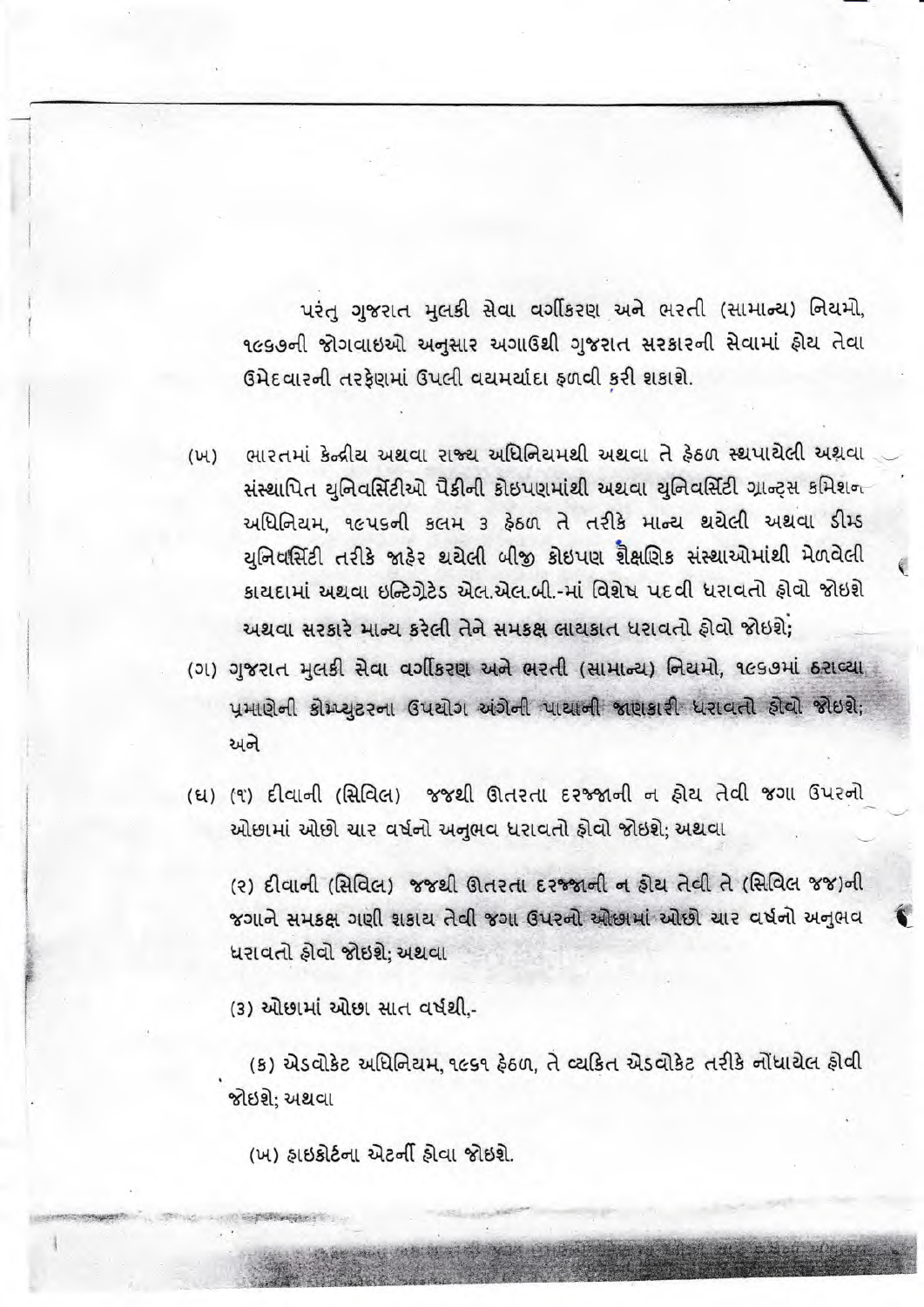પરંતુ ગુજરાત મુલકી સેવા વર્ગીકરણ અને ભરતી (સામાન્ય) નિયમો, ૧૯૬૭ની જોગવાઇઓ અનુસાર અગાઉથી ગુજરાત સરકારની સેવામાં હોય તેવા ઉમેદવારની તરફેણમાં ઉપલી વયમર્યાદા હળવી કરી શકાશે.

(ખ) ભારતમાં કેન્દ્રીય અથવા રાજ્ય અધિનિયમથી અથવા તે હેઠળ સ્થપાયેલી અથવા સંસ્થાપિત યુનિવર્સિટીઓ પૈકીની કોઇપણમાંથી અથવા યુનિવર્સિટી ગ્રાન્ટ્સ કમિશન અધિનિયમ, ૧૯૫૬ની કલમ ૩ હેઠળ તે તરીકે માન્ય થયેલી અથવા ડીમ્ડ યુનિવર્સિટી તરીકે જાહેર થયેલી બીજી કોઇપણ શૈક્ષણિક સંસ્થાઓમાંથી મેળવેલી કાયદામાં અથવા ઇન્ટિગ્રેટેડ એલ.એલ.બી.-માં વિશેષ પદવી ધરાવતો હોવો જોઇશે અથવા સરકારે માન્ય કરેલી તેને સમકક્ષ લાયકાત ધરાવતો હોવો જોઇશે;

(ગ) ગુજરાત મુલકી સેવા વર્ગીકરણ અને ભરતી (સામાન્ય) નિયમો, ૧૯૬૭માં ઠરાવ્યા પ્રમાણેની કોમ્પ્યુટરના ઉપયોગ અંગેની પાયાની જાણકારી ધરાવતો હોવો જોઇશે; અને

(ઘ) (૧) દીવાની (સિવિલ) જજથી ઊતરતા દરજ્જાની ન હોય તેવી જગા ઉપરનો ઓછામાં ઓછો ચાર વર્ષનો અનુભવ ધરાવતો હોવો જોઇશે; અથવા

(૨) દીવાની (સિવિલ) જજથી ઊતરતા દરજ્જાની ન હોય તેવી તે (સિવિલ જજ)ની જગાને સમકક્ષ ગણી શકાય તેવી જગા ઉપરનો ઓછામાં ઓછો ચાર વર્ષનો અનુભવ ધરાવતો હોવો જોઇશે; અથવા

(૩) ઓછામાં ઓછા સાત વર્ષથી,-

(ક) એડવોકેટ અધિનિયમ, ૧૯૬૧ હેઠળ, તે વ્યકિત એડવોકેટ તરીકે નોંધાયેલ હોવી જોઇશે; અથવા

(ખ) હાઇકોર્ટના એટર્ની હોવા જોઇશે.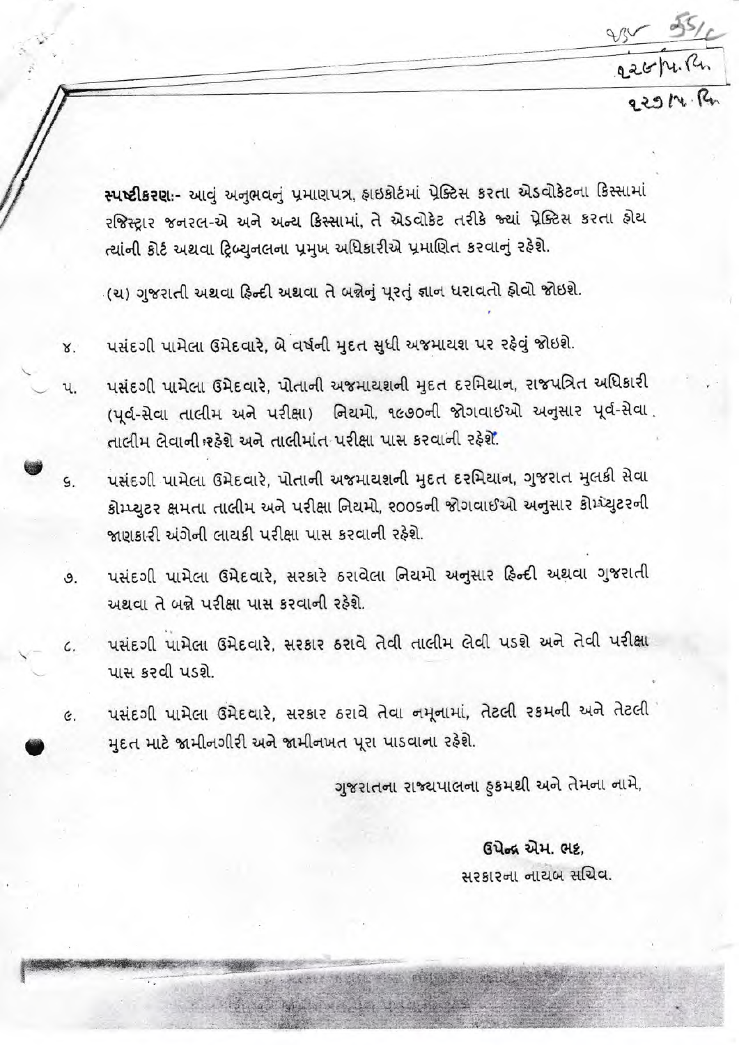**સ્પષ્ટીકરણઃ-** આવું અનુભવનું પ્રમાણપત્ર, હાઇકોર્ટમાં પ્રેક્ટિસ કરતા એડવોકેટના કિસ્સામાં રજિસ્ટ્રાર જનરલ-એ અને અન્ય કિસ્સામાં, તે એડવોકેટ તરીકે જ્યાં પ્રેક્ટિસ કરતા હોય ત્યાંની કોર્ટ અથવા ટ્રિબ્યુનલના પ્રમુખ અધિકારીએ પ્રમાણિત કરવાનું રહેશે.

(ચ) ગુજરાતી અથવા હિન્દી અથવા તે બન્નેનું પૂરતું જ્ઞાન ધરાવતો હોવો જોઇશે.

૪. પસંદગી પામેલા ઉમેદવારે, બે વર્ષની મુદત સુધી અજમાયશ પર રહેવું જોઇશે.

૫. પસંદગી પામેલા ઉમેદવારે, પોતાની અજમાયશની મુદત દરમિયાન, રાજપત્રિત અધિકારી (પૂર્વ-સેવા તાલીમ અને પરીક્ષા) નિયમો, ૧૯૭૦ની જોગવાઈઓ અનુસાર પૂર્વ-સેવા તાલીમ લેવાની રહેશે અને તાલીમાંત પરીક્ષા પાસ કરવાની રહેશે.

૬. પસંદગી પામેલા ઉમેદવારે, પોતાની અજમાયશની મુદત દરમિયાન, ગુજરાત મુલકી સેવા કોમ્પ્યુટર ક્ષમતા તાલીમ અને પરીક્ષા નિયમો, ૨૦૦૬ની જોગવાઈઓ અનુસાર કોમ્પ્યુટરની જાણકારી અંગેની લાયકી પરીક્ષા પાસ કરવાની રહેશે.

૭. પસંદગી પામેલા ઉમેદવારે, સરકારે ઠરાવેલા નિયમો અનુસાર હિન્દી અથવા ગુજરાતી અથવા તે બન્ને પરીક્ષા પાસ કરવાની રહેશે.

૮. પસંદગી પામેલા ઉમેદવારે, સરકાર ઠરાવે તેવી તાલીમ લેવી પડશે અને તેવી પરીક્ષા પાસ કરવી પડશે.

૯. પસંદગી પામેલા ઉમેદવારે, સરકાર ઠરાવે તેવા નમૂનામાં, તેટલી રકમની અને તેટલી મુદત માટે જામીનગીરી અને જામીનખત પૂરા પાડવાના રહેશે.

ગુજરાતના રાજ્યપાલના હુકમથી અને તેમના નામે,

**ઉપેન્દ્ર એમ. ભટ્ટ,**
સરકારના નાયબ સચિવ.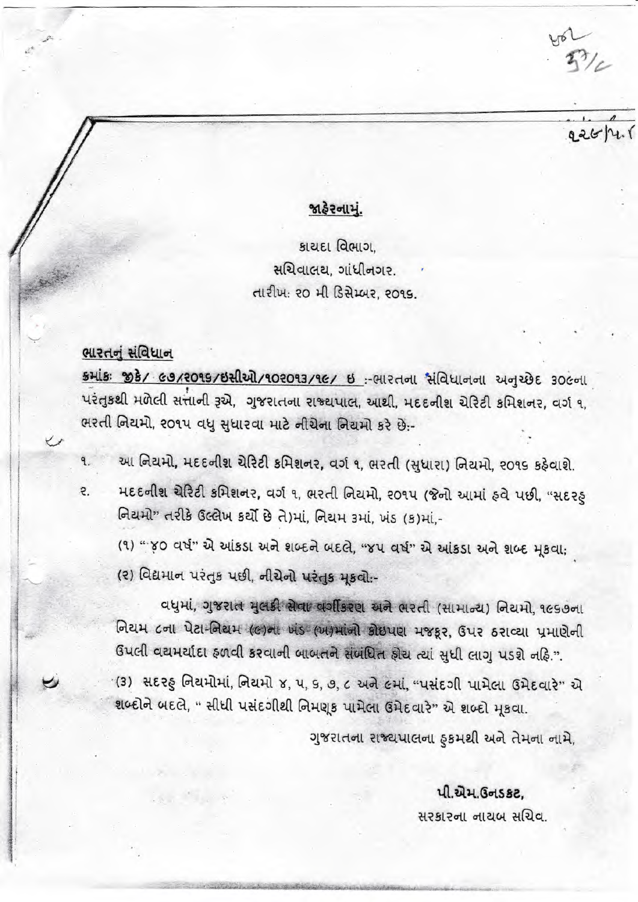## જાહેરનામું.

કાયદા વિભાગ,
સચિવાલય, ગાંધીનગર.
તારીખ: ૨૦ મી ડિસેમ્બર, ૨૦૧૬.

**ભારતનું સંવિધાન**

**ક્રમાંક: જીકે/ ૯૭/૨૦૧૬/ઇસીઓ/૧૦૨૦૧૩/૧૯/ ઇ** :-ભારતના સંવિધાનના અનુચ્છેદ ૩૦૯ના પરંતુકથી મળેલી સત્તાની રૂએ, ગુજરાતના રાજ્યપાલ, આથી, મદદનીશ ચેરિટી કમિશનર, વર્ગ ૧, ભરતી નિયમો, ૨૦૧૫ વધુ સુધારવા માટે નીચેના નિયમો કરે છે:-

૧. આ નિયમો, મદદનીશ ચેરિટી કમિશનર, વર્ગ ૧, ભરતી (સુધારા) નિયમો, ૨૦૧૬ કહેવાશે.

૨. મદદનીશ ચેરિટી કમિશનર, વર્ગ ૧, ભરતી નિયમો, ૨૦૧૫ (જેનો આમાં હવે પછી, "સદરહુ નિયમો" તરીકે ઉલ્લેખ કર્યો છે તે)માં, નિયમ ૩માં, ખંડ (ક)માં,-

(૧) "૪૦ વર્ષ" એ આંકડા અને શબ્દને બદલે, "૪૫ વર્ષ" એ આંકડા અને શબ્દ મૂકવા;

(૨) વિદ્યમાન પરંતુક પછી, નીચેનો પરંતુક મૂકવો:-

વધુમાં, ગુજરાત મુલકી સેવા વર્ગીકરણ અને ભરતી (સામાન્ય) નિયમો, ૧૯૬૭ના નિયમ ૮ના પેટા-નિયમ (૯)ના ખંડ (ખ)માંનો કોઇપણ મજકૂર, ઉપર ઠરાવ્યા પ્રમાણેની ઉપલી વયમર્યાદા હળવી કરવાની બાબતને સંબંધિત હોય ત્યાં સુધી લાગુ પડશે નહિ.".

(૩) સદરહુ નિયમોમાં, નિયમો ૪, ૫, ૬, ૭, ૮ અને ૯માં, "પસંદગી પામેલા ઉમેદવારે" એ શબ્દોને બદલે, " સીધી પસંદગીથી નિમણૂક પામેલા ઉમેદવારે" એ શબ્દો મૂકવા.

ગુજરાતના રાજ્યપાલના હુકમથી અને તેમના નામે,

**પી.એમ.ઉનડકટ,**
સરકારના નાયબ સચિવ.